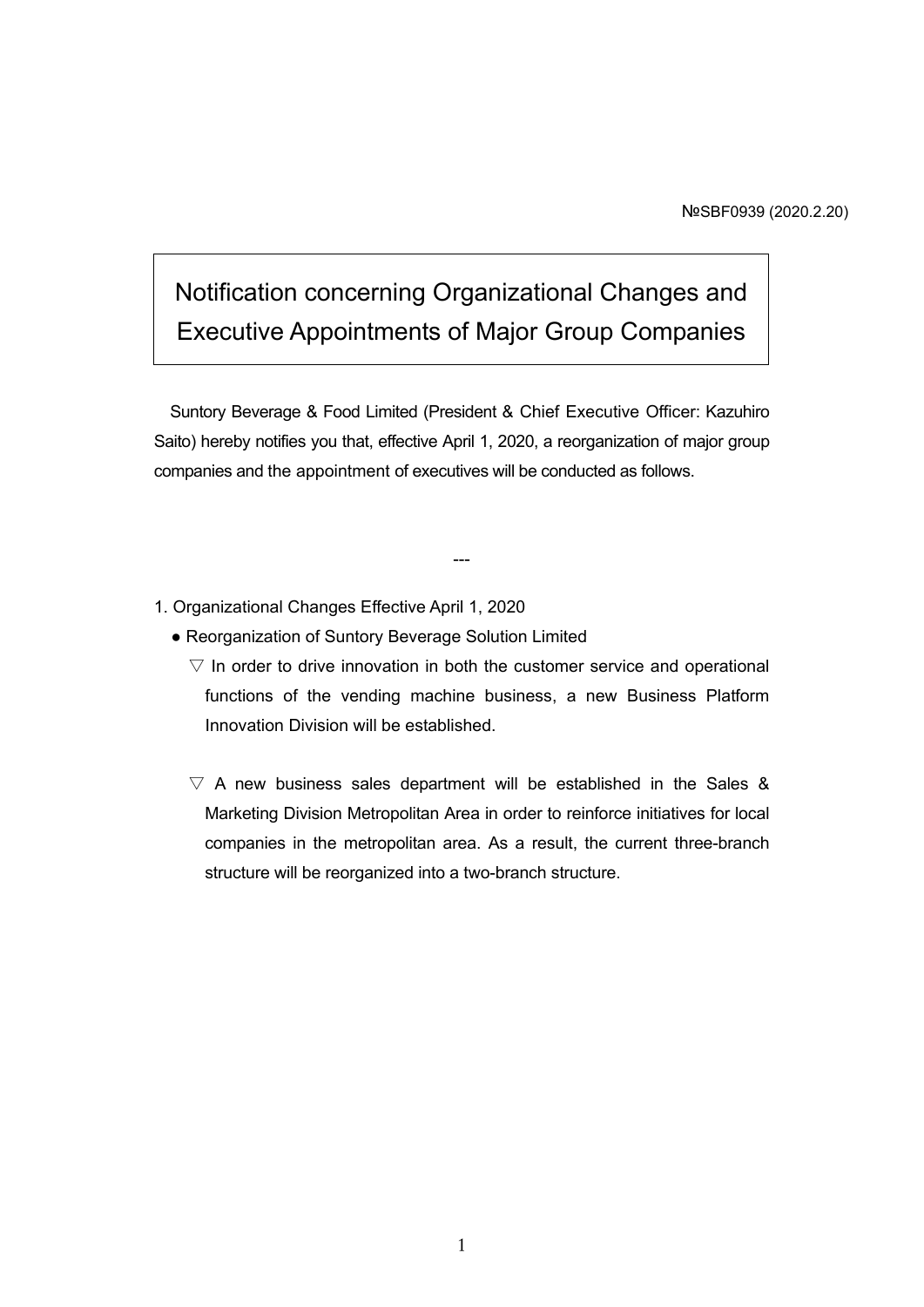№SBF0939 (2020.2.20)

# Notification concerning Organizational Changes and Executive Appointments of Major Group Companies

Suntory Beverage & Food Limited (President & Chief Executive Officer: Kazuhiro Saito) hereby notifies you that, effective April 1, 2020, a reorganization of major group companies and the appointment of executives will be conducted as follows.

---

1. Organizational Changes Effective April 1, 2020

   ● Reorganization of Suntory Beverage Solution Limited

   ▽ In order to drive innovation in both the customer service and operational functions of the vending machine business, a new Business Platform Innovation Division will be established.

   ▽ A new business sales department will be established in the Sales & Marketing Division Metropolitan Area in order to reinforce initiatives for local companies in the metropolitan area. As a result, the current three-branch structure will be reorganized into a two-branch structure.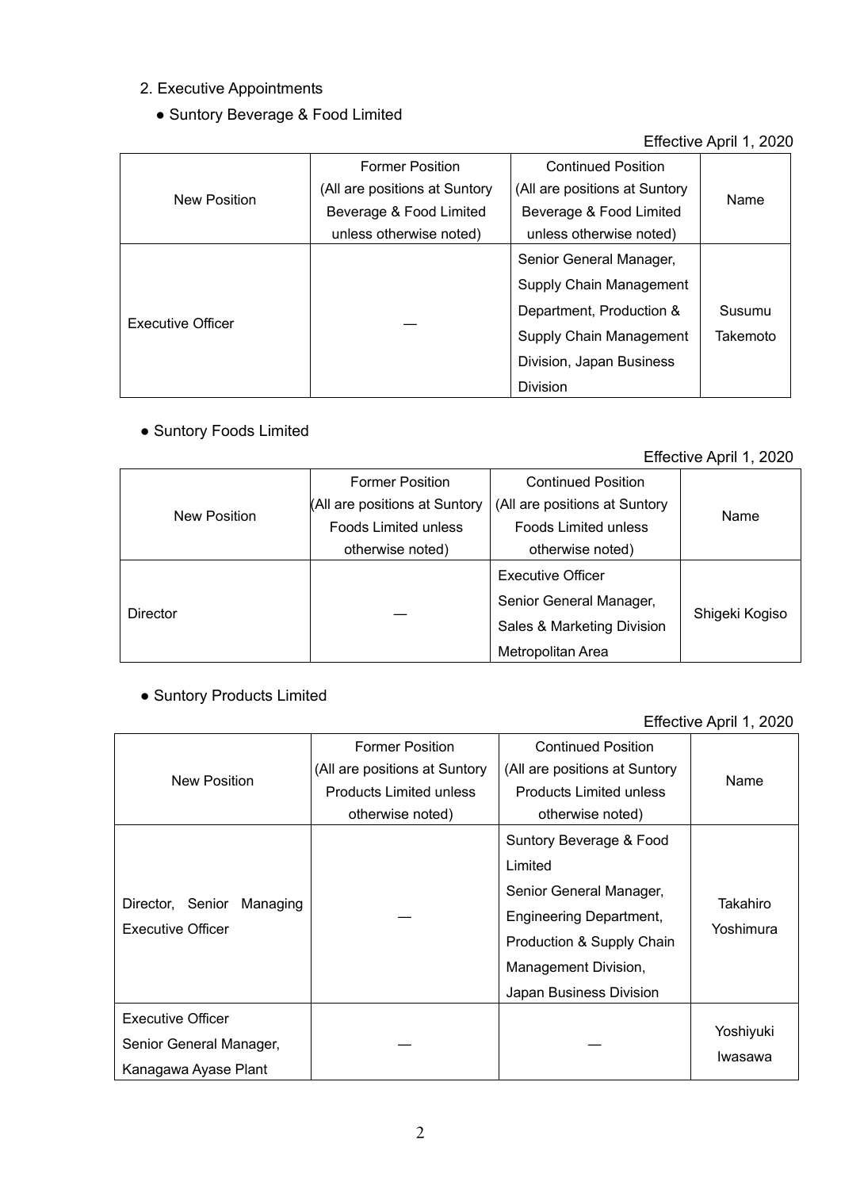## 2. Executive Appointments

- Suntory Beverage & Food Limited

Effective April 1, 2020

| New Position | Former Position (All are positions at Suntory Beverage & Food Limited unless otherwise noted) | Continued Position (All are positions at Suntory Beverage & Food Limited unless otherwise noted) | Name |
|---|---|---|---|
| Executive Officer | — | Senior General Manager, Supply Chain Management Department, Production & Supply Chain Management Division, Japan Business Division | Susumu Takemoto |

- Suntory Foods Limited

Effective April 1, 2020

| New Position | Former Position (All are positions at Suntory Foods Limited unless otherwise noted) | Continued Position (All are positions at Suntory Foods Limited unless otherwise noted) | Name |
|---|---|---|---|
| Director | — | Executive Officer Senior General Manager, Sales & Marketing Division Metropolitan Area | Shigeki Kogiso |

- Suntory Products Limited

Effective April 1, 2020

| New Position | Former Position (All are positions at Suntory Products Limited unless otherwise noted) | Continued Position (All are positions at Suntory Products Limited unless otherwise noted) | Name |
|---|---|---|---|
| Director, Senior Managing Executive Officer | — | Suntory Beverage & Food Limited Senior General Manager, Engineering Department, Production & Supply Chain Management Division, Japan Business Division | Takahiro Yoshimura |
| Executive Officer Senior General Manager, Kanagawa Ayase Plant | — | — | Yoshiyuki Iwasawa |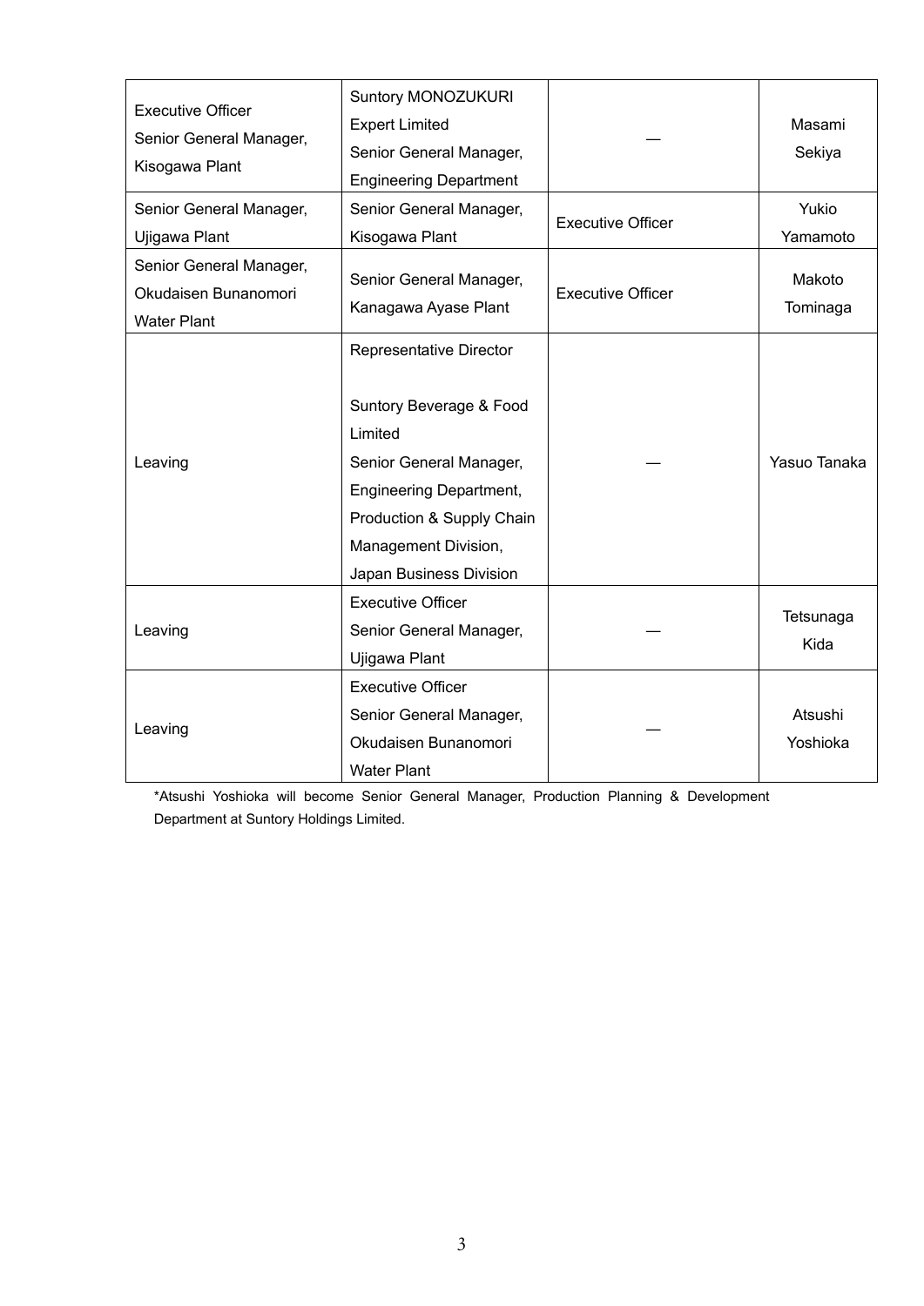| Executive Officer<br>Senior General Manager,<br>Kisogawa Plant | Suntory MONOZUKURI Expert Limited<br>Senior General Manager,<br>Engineering Department | — | Masami Sekiya |
|---|---|---|---|
| Senior General Manager,<br>Ujigawa Plant | Senior General Manager,<br>Kisogawa Plant | Executive Officer | Yukio Yamamoto |
| Senior General Manager,<br>Okudaisen Bunanomori Water Plant | Senior General Manager,<br>Kanagawa Ayase Plant | Executive Officer | Makoto Tominaga |
| Leaving | Representative Director<br><br>Suntory Beverage & Food Limited<br>Senior General Manager,<br>Engineering Department,<br>Production & Supply Chain Management Division,<br>Japan Business Division | — | Yasuo Tanaka |
| Leaving | Executive Officer<br>Senior General Manager,<br>Ujigawa Plant | — | Tetsunaga Kida |
| Leaving | Executive Officer<br>Senior General Manager,<br>Okudaisen Bunanomori Water Plant | — | Atsushi Yoshioka |

*Atsushi Yoshioka will become Senior General Manager, Production Planning & Development Department at Suntory Holdings Limited.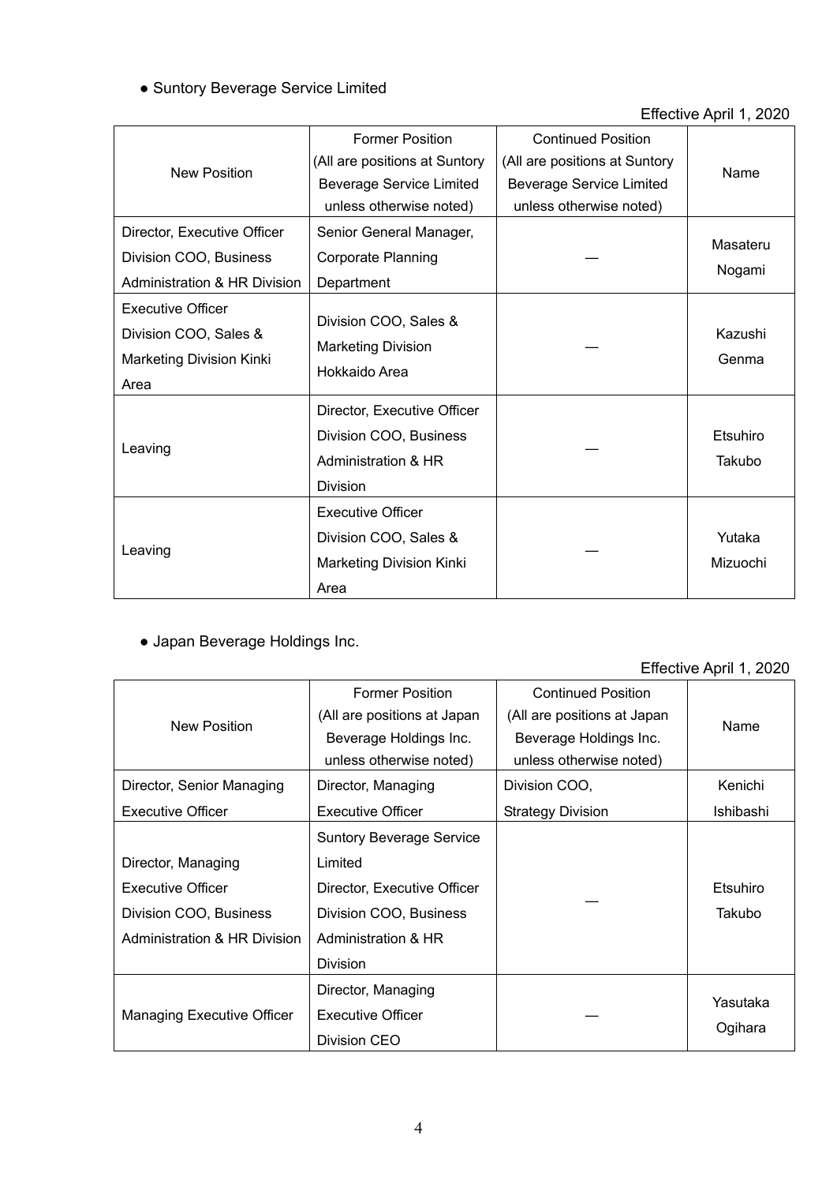● Suntory Beverage Service Limited

Effective April 1, 2020

| New Position | Former Position (All are positions at Suntory Beverage Service Limited unless otherwise noted) | Continued Position (All are positions at Suntory Beverage Service Limited unless otherwise noted) | Name |
|---|---|---|---|
| Director, Executive Officer Division COO, Business Administration & HR Division | Senior General Manager, Corporate Planning Department | — | Masateru Nogami |
| Executive Officer Division COO, Sales & Marketing Division Kinki Area | Division COO, Sales & Marketing Division Hokkaido Area | — | Kazushi Genma |
| Leaving | Director, Executive Officer Division COO, Business Administration & HR Division | — | Etsuhiro Takubo |
| Leaving | Executive Officer Division COO, Sales & Marketing Division Kinki Area | — | Yutaka Mizuochi |

● Japan Beverage Holdings Inc.

Effective April 1, 2020

| New Position | Former Position (All are positions at Japan Beverage Holdings Inc. unless otherwise noted) | Continued Position (All are positions at Japan Beverage Holdings Inc. unless otherwise noted) | Name |
|---|---|---|---|
| Director, Senior Managing Executive Officer | Director, Managing Executive Officer | Division COO, Strategy Division | Kenichi Ishibashi |
| Director, Managing Executive Officer Division COO, Business Administration & HR Division | Suntory Beverage Service Limited Director, Executive Officer Division COO, Business Administration & HR Division | — | Etsuhiro Takubo |
| Managing Executive Officer | Director, Managing Executive Officer Division CEO | — | Yasutaka Ogihara |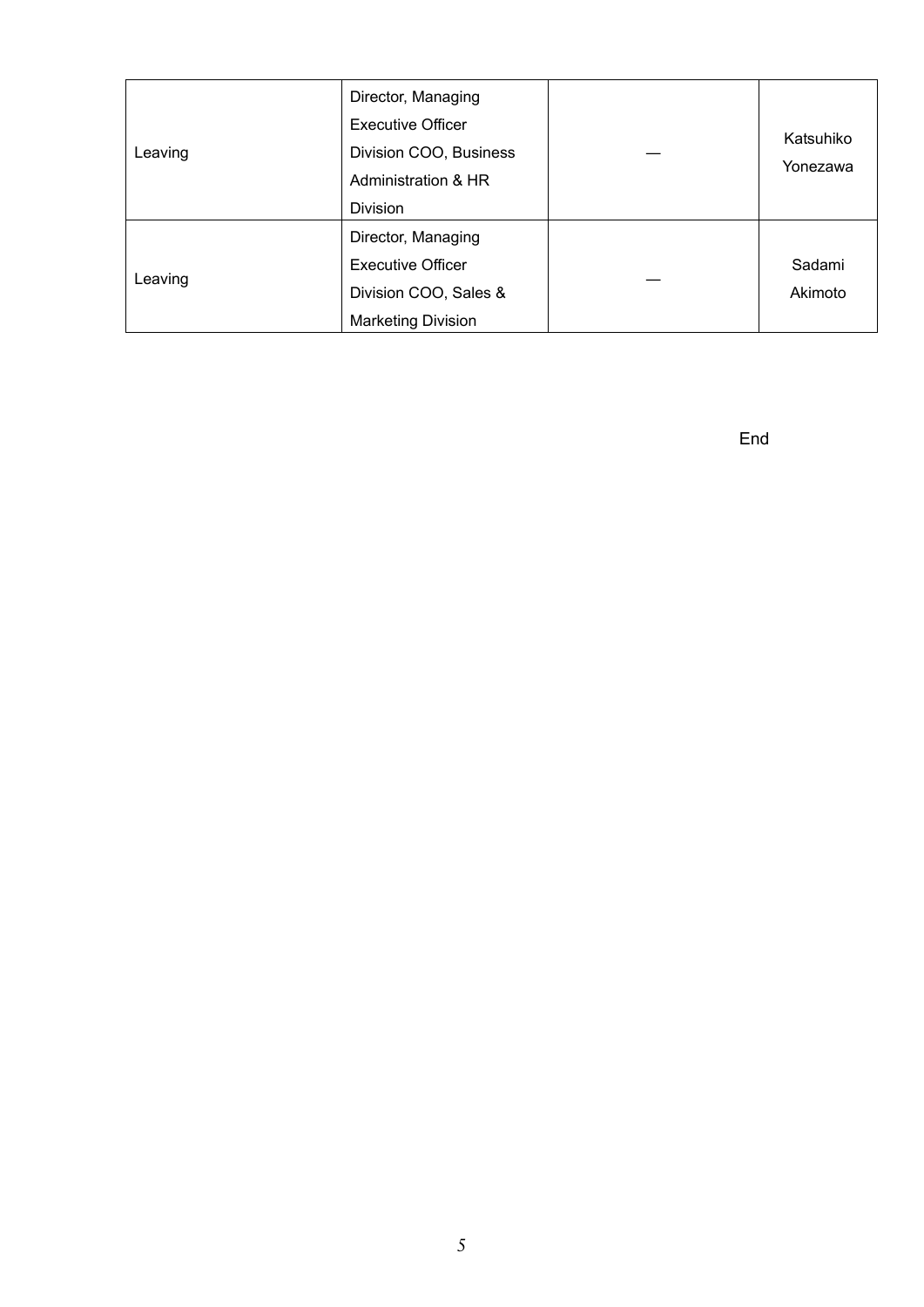| | | | |
|---|---|---|---|
| Leaving | Director, Managing Executive Officer Division COO, Business Administration & HR Division | — | Katsuhiko Yonezawa |
| Leaving | Director, Managing Executive Officer Division COO, Sales & Marketing Division | — | Sadami Akimoto |

End